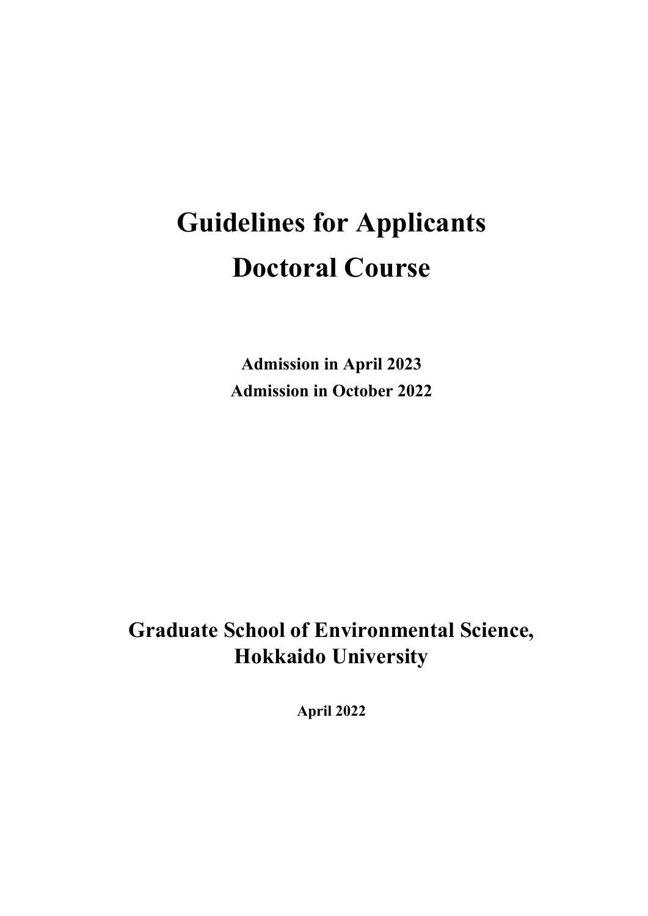# Guidelines for Applicants

# Doctoral Course

**Admission in April 2023**

**Admission in October 2022**

## Graduate School of Environmental Science, Hokkaido University

**April 2022**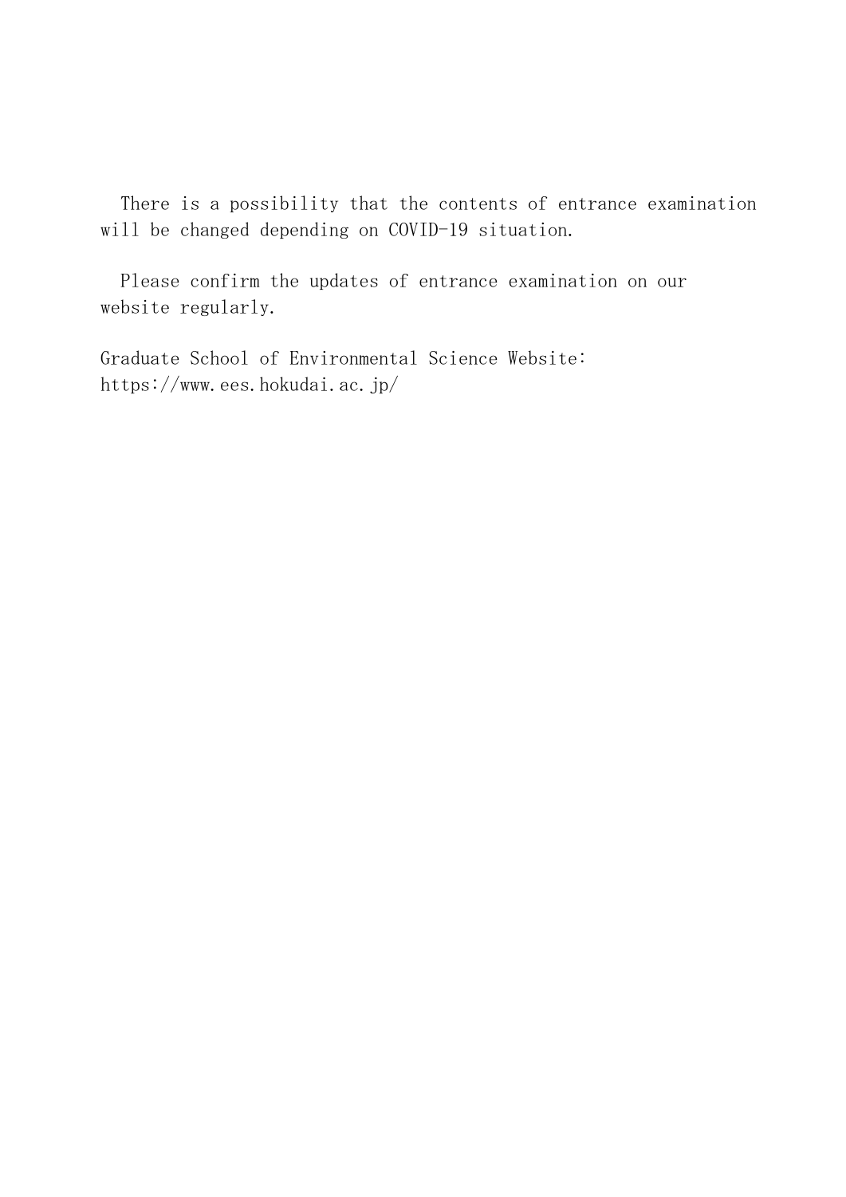There is a possibility that the contents of entrance examination will be changed depending on COVID-19 situation.

Please confirm the updates of entrance examination on our website regularly.

Graduate School of Environmental Science Website:
https://www.ees.hokudai.ac.jp/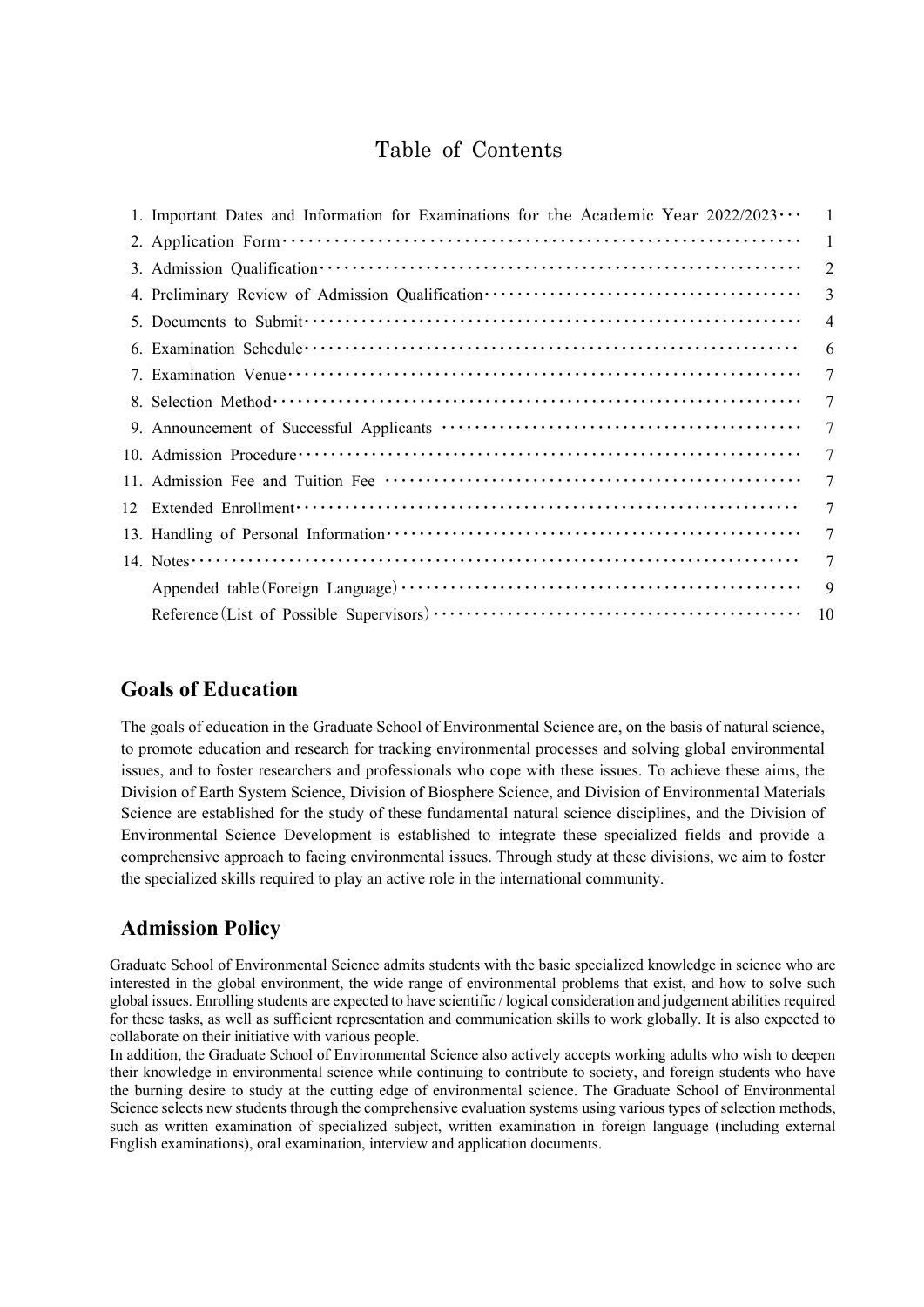# Table of Contents

1. Important Dates and Information for Examinations for the Academic Year 2022/2023 ··· 1
2. Application Form ··· 1
3. Admission Qualification ··· 2
4. Preliminary Review of Admission Qualification ··· 3
5. Documents to Submit ··· 4
6. Examination Schedule ··· 6
7. Examination Venue ··· 7
8. Selection Method ··· 7
9. Announcement of Successful Applicants ··· 7
10. Admission Procedure ··· 7
11. Admission Fee and Tuition Fee ··· 7
12 Extended Enrollment ··· 7
13. Handling of Personal Information ··· 7
14. Notes ··· 7

Appended table (Foreign Language) ··· 9

Reference (List of Possible Supervisors) ··· 10

## Goals of Education

The goals of education in the Graduate School of Environmental Science are, on the basis of natural science, to promote education and research for tracking environmental processes and solving global environmental issues, and to foster researchers and professionals who cope with these issues. To achieve these aims, the Division of Earth System Science, Division of Biosphere Science, and Division of Environmental Materials Science are established for the study of these fundamental natural science disciplines, and the Division of Environmental Science Development is established to integrate these specialized fields and provide a comprehensive approach to facing environmental issues. Through study at these divisions, we aim to foster the specialized skills required to play an active role in the international community.

## Admission Policy

Graduate School of Environmental Science admits students with the basic specialized knowledge in science who are interested in the global environment, the wide range of environmental problems that exist, and how to solve such global issues. Enrolling students are expected to have scientific / logical consideration and judgement abilities required for these tasks, as well as sufficient representation and communication skills to work globally. It is also expected to collaborate on their initiative with various people.

In addition, the Graduate School of Environmental Science also actively accepts working adults who wish to deepen their knowledge in environmental science while continuing to contribute to society, and foreign students who have the burning desire to study at the cutting edge of environmental science. The Graduate School of Environmental Science selects new students through the comprehensive evaluation systems using various types of selection methods, such as written examination of specialized subject, written examination in foreign language (including external English examinations), oral examination, interview and application documents.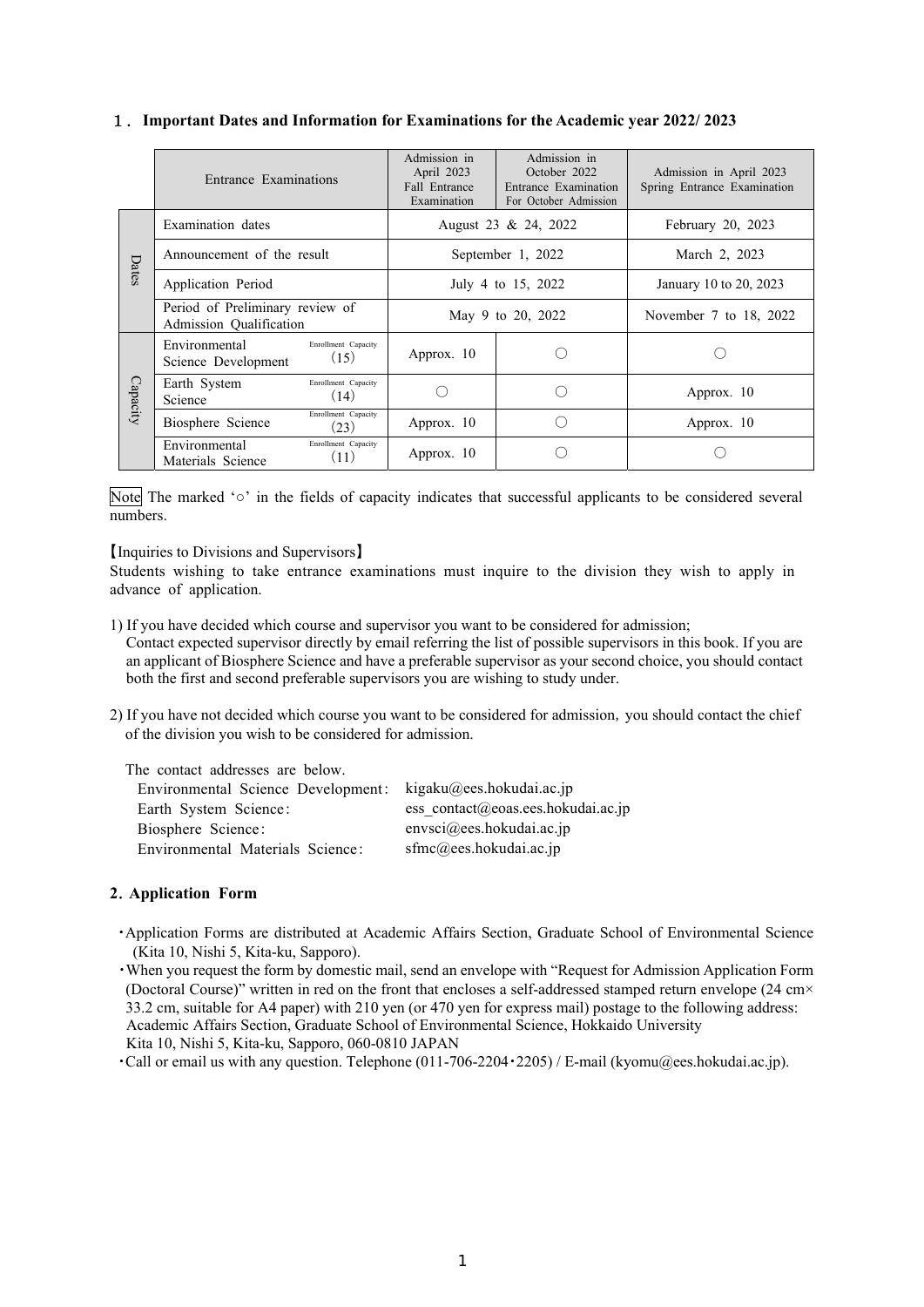## 1. Important Dates and Information for Examinations for the Academic year 2022/ 2023

| | Entrance Examinations | Admission in April 2023 Fall Entrance Examination | Admission in October 2022 Entrance Examination For October Admission | Admission in April 2023 Spring Entrance Examination |
|---|---|---|---|---|
| Dates | Examination dates | August 23 & 24, 2022 | | February 20, 2023 |
| | Announcement of the result | September 1, 2022 | | March 2, 2023 |
| | Application Period | July 4 to 15, 2022 | | January 10 to 20, 2023 |
| | Period of Preliminary review of Admission Qualification | May 9 to 20, 2022 | | November 7 to 18, 2022 |
| Capacity | Environmental Science Development (Enrollment Capacity 15) | Approx. 10 | ○ | ○ |
| | Earth System Science (Enrollment Capacity 14) | ○ | ○ | Approx. 10 |
| | Biosphere Science (Enrollment Capacity 23) | Approx. 10 | ○ | Approx. 10 |
| | Environmental Materials Science (Enrollment Capacity 11) | Approx. 10 | ○ | ○ |

Note The marked '○' in the fields of capacity indicates that successful applicants to be considered several numbers.

【Inquiries to Divisions and Supervisors】

Students wishing to take entrance examinations must inquire to the division they wish to apply in advance of application.

1) If you have decided which course and supervisor you want to be considered for admission;
   Contact expected supervisor directly by email referring the list of possible supervisors in this book. If you are an applicant of Biosphere Science and have a preferable supervisor as your second choice, you should contact both the first and second preferable supervisors you are wishing to study under.

2) If you have not decided which course you want to be considered for admission, you should contact the chief of the division you wish to be considered for admission.

The contact addresses are below.

| | |
|---|---|
| Environmental Science Development: | kigaku@ees.hokudai.ac.jp |
| Earth System Science: | ess_contact@eoas.ees.hokudai.ac.jp |
| Biosphere Science: | envsci@ees.hokudai.ac.jp |
| Environmental Materials Science: | sfmc@ees.hokudai.ac.jp |

## 2. Application Form

- Application Forms are distributed at Academic Affairs Section, Graduate School of Environmental Science (Kita 10, Nishi 5, Kita-ku, Sapporo).
- When you request the form by domestic mail, send an envelope with "Request for Admission Application Form (Doctoral Course)" written in red on the front that encloses a self-addressed stamped return envelope (24 cm× 33.2 cm, suitable for A4 paper) with 210 yen (or 470 yen for express mail) postage to the following address:
  Academic Affairs Section, Graduate School of Environmental Science, Hokkaido University
  Kita 10, Nishi 5, Kita-ku, Sapporo, 060-0810 JAPAN
- Call or email us with any question. Telephone (011-706-2204・2205) / E-mail (kyomu@ees.hokudai.ac.jp).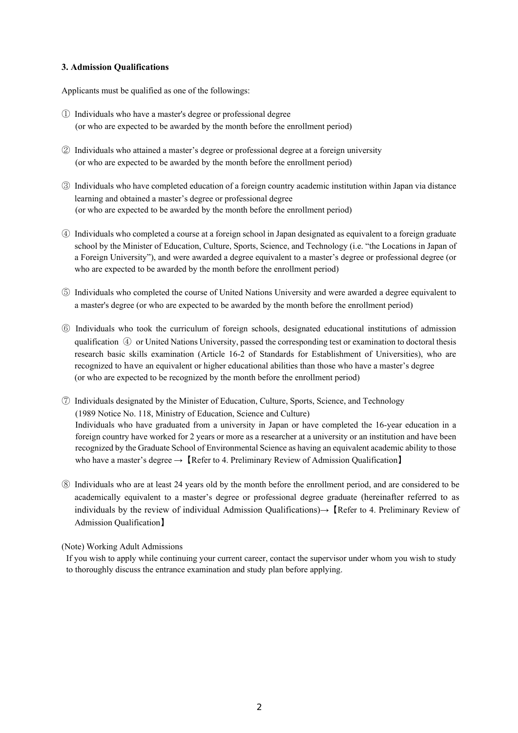### 3. Admission Qualifications

Applicants must be qualified as one of the followings:

① Individuals who have a master's degree or professional degree
(or who are expected to be awarded by the month before the enrollment period)

② Individuals who attained a master’s degree or professional degree at a foreign university
(or who are expected to be awarded by the month before the enrollment period)

③ Individuals who have completed education of a foreign country academic institution within Japan via distance learning and obtained a master’s degree or professional degree
(or who are expected to be awarded by the month before the enrollment period)

④ Individuals who completed a course at a foreign school in Japan designated as equivalent to a foreign graduate school by the Minister of Education, Culture, Sports, Science, and Technology (i.e. “the Locations in Japan of a Foreign University”), and were awarded a degree equivalent to a master’s degree or professional degree (or who are expected to be awarded by the month before the enrollment period)

⑤ Individuals who completed the course of United Nations University and were awarded a degree equivalent to a master's degree (or who are expected to be awarded by the month before the enrollment period)

⑥ Individuals who took the curriculum of foreign schools, designated educational institutions of admission qualification ④ or United Nations University, passed the corresponding test or examination to doctoral thesis research basic skills examination (Article 16-2 of Standards for Establishment of Universities), who are recognized to have an equivalent or higher educational abilities than those who have a master’s degree
(or who are expected to be recognized by the month before the enrollment period)

⑦ Individuals designated by the Minister of Education, Culture, Sports, Science, and Technology
(1989 Notice No. 118, Ministry of Education, Science and Culture)
Individuals who have graduated from a university in Japan or have completed the 16-year education in a foreign country have worked for 2 years or more as a researcher at a university or an institution and have been recognized by the Graduate School of Environmental Science as having an equivalent academic ability to those who have a master’s degree →【Refer to 4. Preliminary Review of Admission Qualification】

⑧ Individuals who are at least 24 years old by the month before the enrollment period, and are considered to be academically equivalent to a master’s degree or professional degree graduate (hereinafter referred to as individuals by the review of individual Admission Qualifications)→【Refer to 4. Preliminary Review of Admission Qualification】

(Note) Working Adult Admissions

If you wish to apply while continuing your current career, contact the supervisor under whom you wish to study to thoroughly discuss the entrance examination and study plan before applying.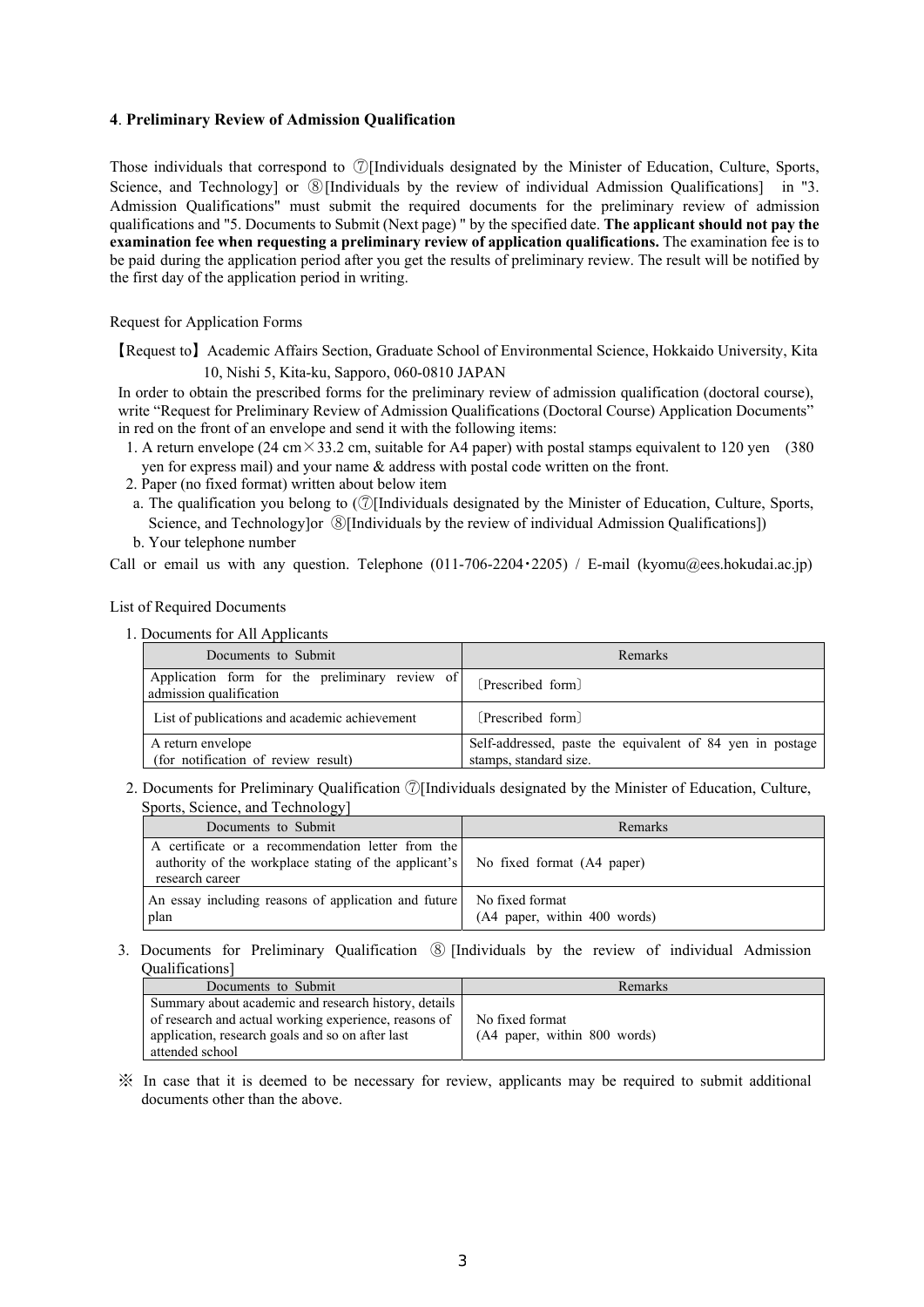## 4. Preliminary Review of Admission Qualification

Those individuals that correspond to ⑦[Individuals designated by the Minister of Education, Culture, Sports, Science, and Technology] or ⑧[Individuals by the review of individual Admission Qualifications] in "3. Admission Qualifications" must submit the required documents for the preliminary review of admission qualifications and "5. Documents to Submit (Next page) " by the specified date. **The applicant should not pay the examination fee when requesting a preliminary review of application qualifications.** The examination fee is to be paid during the application period after you get the results of preliminary review. The result will be notified by the first day of the application period in writing.

Request for Application Forms

【Request to】Academic Affairs Section, Graduate School of Environmental Science, Hokkaido University, Kita 10, Nishi 5, Kita-ku, Sapporo, 060-0810 JAPAN

In order to obtain the prescribed forms for the preliminary review of admission qualification (doctoral course), write "Request for Preliminary Review of Admission Qualifications (Doctoral Course) Application Documents" in red on the front of an envelope and send it with the following items:

1. A return envelope (24 cm×33.2 cm, suitable for A4 paper) with postal stamps equivalent to 120 yen (380 yen for express mail) and your name & address with postal code written on the front.
2. Paper (no fixed format) written about below item
   a. The qualification you belong to (⑦[Individuals designated by the Minister of Education, Culture, Sports, Science, and Technology]or ⑧[Individuals by the review of individual Admission Qualifications])
   b. Your telephone number

Call or email us with any question. Telephone (011-706-2204・2205) / E-mail (kyomu@ees.hokudai.ac.jp)

List of Required Documents

1. Documents for All Applicants

| Documents to Submit | Remarks |
|---|---|
| Application form for the preliminary review of admission qualification | 〔Prescribed form〕 |
| List of publications and academic achievement | 〔Prescribed form〕 |
| A return envelope (for notification of review result) | Self-addressed, paste the equivalent of 84 yen in postage stamps, standard size. |

2. Documents for Preliminary Qualification ⑦[Individuals designated by the Minister of Education, Culture, Sports, Science, and Technology]

| Documents to Submit | Remarks |
|---|---|
| A certificate or a recommendation letter from the authority of the workplace stating of the applicant's research career | No fixed format (A4 paper) |
| An essay including reasons of application and future plan | No fixed format (A4 paper, within 400 words) |

3. Documents for Preliminary Qualification ⑧[Individuals by the review of individual Admission Qualifications]

| Documents to Submit | Remarks |
|---|---|
| Summary about academic and research history, details of research and actual working experience, reasons of application, research goals and so on after last attended school | No fixed format (A4 paper, within 800 words) |

※ In case that it is deemed to be necessary for review, applicants may be required to submit additional documents other than the above.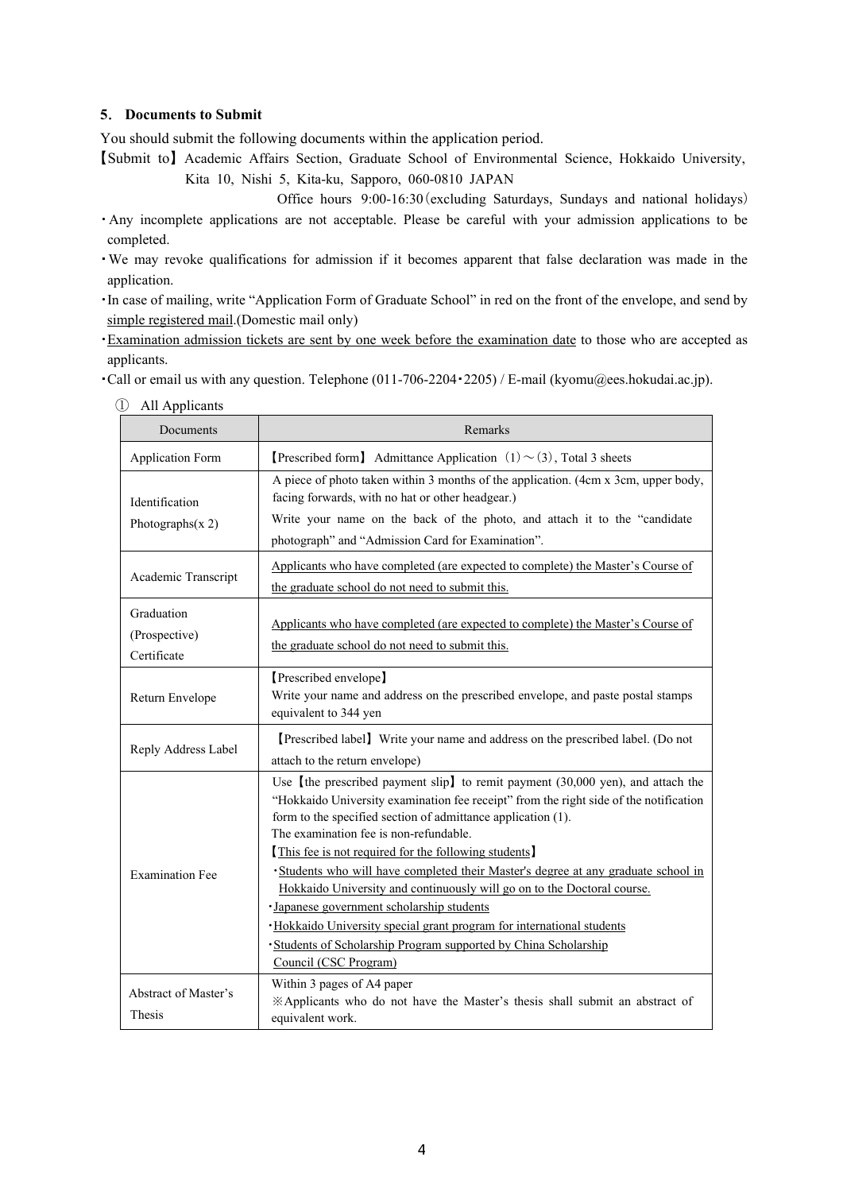## 5. Documents to Submit

You should submit the following documents within the application period.

【Submit to】Academic Affairs Section, Graduate School of Environmental Science, Hokkaido University, Kita 10, Nishi 5, Kita-ku, Sapporo, 060-0810 JAPAN

Office hours 9:00-16:30（excluding Saturdays, Sundays and national holidays）

- Any incomplete applications are not acceptable. Please be careful with your admission applications to be completed.
- We may revoke qualifications for admission if it becomes apparent that false declaration was made in the application.
- In case of mailing, write "Application Form of Graduate School" in red on the front of the envelope, and send by simple registered mail.(Domestic mail only)
- Examination admission tickets are sent by one week before the examination date to those who are accepted as applicants.
- Call or email us with any question. Telephone (011-706-2204・2205) / E-mail (kyomu@ees.hokudai.ac.jp).

① All Applicants

| Documents | Remarks |
|---|---|
| Application Form | 【Prescribed form】 Admittance Application （1）～（3）, Total 3 sheets |
| Identification Photographs(x 2) | A piece of photo taken within 3 months of the application. (4cm x 3cm, upper body, facing forwards, with no hat or other headgear.)<br>Write your name on the back of the photo, and attach it to the "candidate photograph" and "Admission Card for Examination". |
| Academic Transcript | Applicants who have completed (are expected to complete) the Master's Course of the graduate school do not need to submit this. |
| Graduation (Prospective) Certificate | Applicants who have completed (are expected to complete) the Master's Course of the graduate school do not need to submit this. |
| Return Envelope | 【Prescribed envelope】<br>Write your name and address on the prescribed envelope, and paste postal stamps equivalent to 344 yen |
| Reply Address Label | 【Prescribed label】 Write your name and address on the prescribed label. (Do not attach to the return envelope) |
| Examination Fee | Use【the prescribed payment slip】to remit payment (30,000 yen), and attach the "Hokkaido University examination fee receipt" from the right side of the notification form to the specified section of admittance application (1).<br>The examination fee is non-refundable.<br>【This fee is not required for the following students】<br>・Students who will have completed their Master's degree at any graduate school in Hokkaido University and continuously will go on to the Doctoral course.<br>・Japanese government scholarship students<br>・Hokkaido University special grant program for international students<br>・Students of Scholarship Program supported by China Scholarship Council (CSC Program) |
| Abstract of Master's Thesis | Within 3 pages of A4 paper<br>※Applicants who do not have the Master's thesis shall submit an abstract of equivalent work. |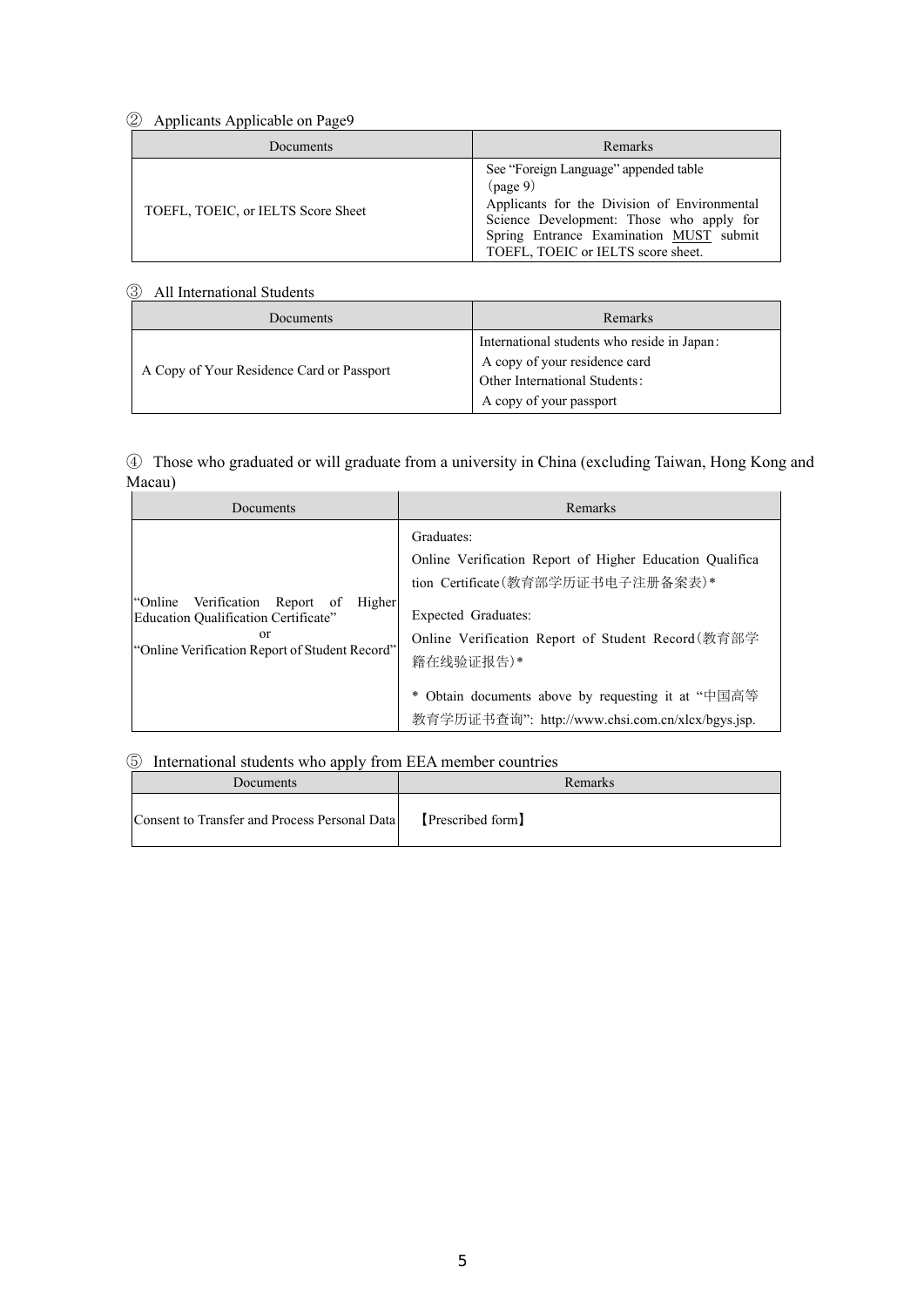② Applicants Applicable on Page9

| Documents | Remarks |
| --- | --- |
| TOEFL, TOEIC, or IELTS Score Sheet | See "Foreign Language" appended table（page 9）<br>Applicants for the Division of Environmental Science Development: Those who apply for Spring Entrance Examination <u>MUST</u> submit TOEFL, TOEIC or IELTS score sheet. |

③ All International Students

| Documents | Remarks |
| --- | --- |
| A Copy of Your Residence Card or Passport | International students who reside in Japan：<br>A copy of your residence card<br>Other International Students：<br>A copy of your passport |

④ Those who graduated or will graduate from a university in China (excluding Taiwan, Hong Kong and Macau)

| Documents | Remarks |
| --- | --- |
| "Online Verification Report of Higher Education Qualification Certificate"<br>or<br>"Online Verification Report of Student Record" | Graduates:<br>Online Verification Report of Higher Education Qualification Certificate(教育部学历证书电子注册备案表)*<br>Expected Graduates:<br>Online Verification Report of Student Record(教育部学籍在线验证报告)*<br>* Obtain documents above by requesting it at "中国高等教育学历证书查询": http://www.chsi.com.cn/xlcx/bgys.jsp. |

⑤ International students who apply from EEA member countries

| Documents | Remarks |
| --- | --- |
| Consent to Transfer and Process Personal Data | 【Prescribed form】 |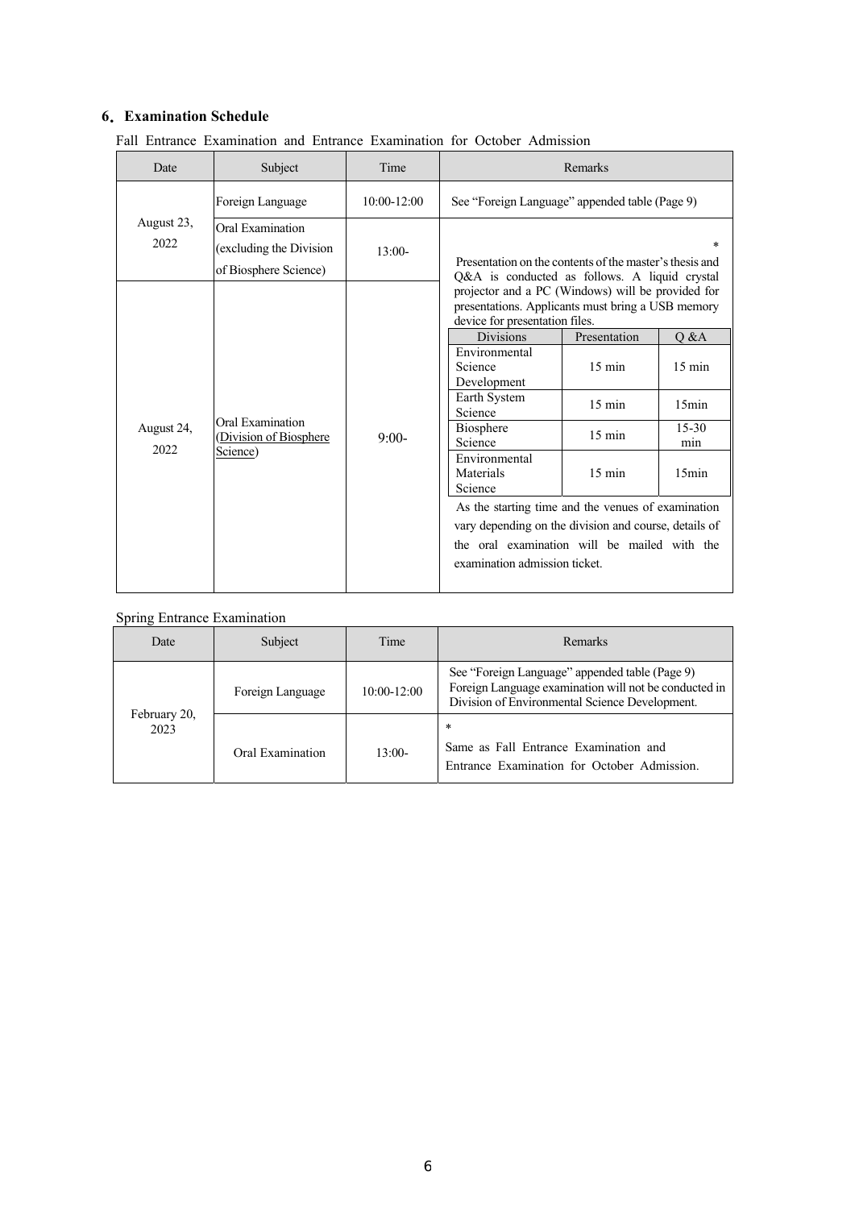## 6. Examination Schedule

Fall Entrance Examination and Entrance Examination for October Admission

| Date | Subject | Time | Remarks |
|---|---|---|---|
| August 23, 2022 | Foreign Language | 10:00-12:00 | See "Foreign Language" appended table (Page 9) |
| | Oral Examination (excluding the Division of Biosphere Science) | 13:00- | * Presentation on the contents of the master's thesis and Q&A is conducted as follows. A liquid crystal projector and a PC (Windows) will be provided for presentations. Applicants must bring a USB memory device for presentation files. (see table below) As the starting time and the venues of examination vary depending on the division and course, details of the oral examination will be mailed with the examination admission ticket. |
| August 24, 2022 | Oral Examination (Division of Biosphere Science) | 9:00- | |

| Divisions | Presentation | Q &A |
|---|---|---|
| Environmental Science Development | 15 min | 15 min |
| Earth System Science | 15 min | 15min |
| Biosphere Science | 15 min | 15-30 min |
| Environmental Materials Science | 15 min | 15min |

Spring Entrance Examination

| Date | Subject | Time | Remarks |
|---|---|---|---|
| February 20, 2023 | Foreign Language | 10:00-12:00 | See "Foreign Language" appended table (Page 9) Foreign Language examination will not be conducted in Division of Environmental Science Development. |
| | Oral Examination | 13:00- | * Same as Fall Entrance Examination and Entrance Examination for October Admission. |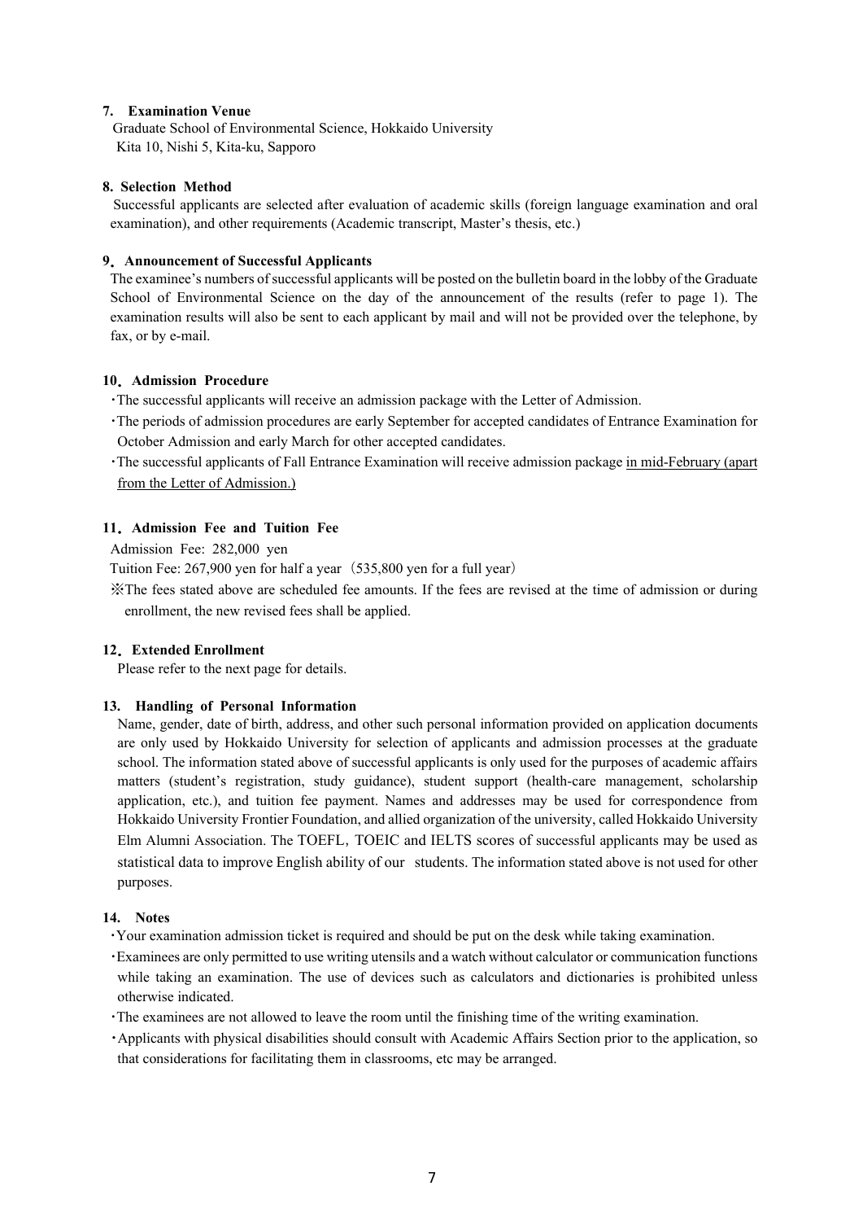**7. Examination Venue**

Graduate School of Environmental Science, Hokkaido University
Kita 10, Nishi 5, Kita-ku, Sapporo

**8. Selection Method**

Successful applicants are selected after evaluation of academic skills (foreign language examination and oral examination), and other requirements (Academic transcript, Master's thesis, etc.)

**9. Announcement of Successful Applicants**

The examinee's numbers of successful applicants will be posted on the bulletin board in the lobby of the Graduate School of Environmental Science on the day of the announcement of the results (refer to page 1). The examination results will also be sent to each applicant by mail and will not be provided over the telephone, by fax, or by e-mail.

**10. Admission Procedure**

- The successful applicants will receive an admission package with the Letter of Admission.
- The periods of admission procedures are early September for accepted candidates of Entrance Examination for October Admission and early March for other accepted candidates.
- The successful applicants of Fall Entrance Examination will receive admission package <u>in mid-February (apart from the Letter of Admission.)</u>

**11. Admission Fee and Tuition Fee**

Admission Fee: 282,000 yen

Tuition Fee: 267,900 yen for half a year（535,800 yen for a full year）

※The fees stated above are scheduled fee amounts. If the fees are revised at the time of admission or during enrollment, the new revised fees shall be applied.

**12. Extended Enrollment**

Please refer to the next page for details.

**13. Handling of Personal Information**

Name, gender, date of birth, address, and other such personal information provided on application documents are only used by Hokkaido University for selection of applicants and admission processes at the graduate school. The information stated above of successful applicants is only used for the purposes of academic affairs matters (student's registration, study guidance), student support (health-care management, scholarship application, etc.), and tuition fee payment. Names and addresses may be used for correspondence from Hokkaido University Frontier Foundation, and allied organization of the university, called Hokkaido University Elm Alumni Association. The TOEFL, TOEIC and IELTS scores of successful applicants may be used as statistical data to improve English ability of our students. The information stated above is not used for other purposes.

**14. Notes**

- Your examination admission ticket is required and should be put on the desk while taking examination.
- Examinees are only permitted to use writing utensils and a watch without calculator or communication functions while taking an examination. The use of devices such as calculators and dictionaries is prohibited unless otherwise indicated.
- The examinees are not allowed to leave the room until the finishing time of the writing examination.
- Applicants with physical disabilities should consult with Academic Affairs Section prior to the application, so that considerations for facilitating them in classrooms, etc may be arranged.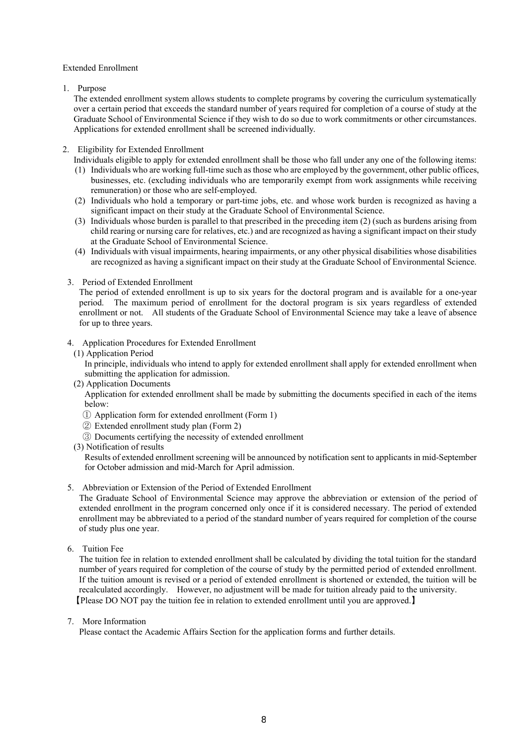Extended Enrollment

1. Purpose

The extended enrollment system allows students to complete programs by covering the curriculum systematically over a certain period that exceeds the standard number of years required for completion of a course of study at the Graduate School of Environmental Science if they wish to do so due to work commitments or other circumstances. Applications for extended enrollment shall be screened individually.

2. Eligibility for Extended Enrollment

Individuals eligible to apply for extended enrollment shall be those who fall under any one of the following items:

(1) Individuals who are working full-time such as those who are employed by the government, other public offices, businesses, etc. (excluding individuals who are temporarily exempt from work assignments while receiving remuneration) or those who are self-employed.

(2) Individuals who hold a temporary or part-time jobs, etc. and whose work burden is recognized as having a significant impact on their study at the Graduate School of Environmental Science.

(3) Individuals whose burden is parallel to that prescribed in the preceding item (2) (such as burdens arising from child rearing or nursing care for relatives, etc.) and are recognized as having a significant impact on their study at the Graduate School of Environmental Science.

(4) Individuals with visual impairments, hearing impairments, or any other physical disabilities whose disabilities are recognized as having a significant impact on their study at the Graduate School of Environmental Science.

3. Period of Extended Enrollment

The period of extended enrollment is up to six years for the doctoral program and is available for a one-year period. The maximum period of enrollment for the doctoral program is six years regardless of extended enrollment or not. All students of the Graduate School of Environmental Science may take a leave of absence for up to three years.

4. Application Procedures for Extended Enrollment

(1) Application Period

In principle, individuals who intend to apply for extended enrollment shall apply for extended enrollment when submitting the application for admission.

(2) Application Documents

Application for extended enrollment shall be made by submitting the documents specified in each of the items below:

① Application form for extended enrollment (Form 1)

② Extended enrollment study plan (Form 2)

③ Documents certifying the necessity of extended enrollment

(3) Notification of results

Results of extended enrollment screening will be announced by notification sent to applicants in mid-September for October admission and mid-March for April admission.

5. Abbreviation or Extension of the Period of Extended Enrollment

The Graduate School of Environmental Science may approve the abbreviation or extension of the period of extended enrollment in the program concerned only once if it is considered necessary. The period of extended enrollment may be abbreviated to a period of the standard number of years required for completion of the course of study plus one year.

6. Tuition Fee

The tuition fee in relation to extended enrollment shall be calculated by dividing the total tuition for the standard number of years required for completion of the course of study by the permitted period of extended enrollment. If the tuition amount is revised or a period of extended enrollment is shortened or extended, the tuition will be recalculated accordingly. However, no adjustment will be made for tuition already paid to the university.

【Please DO NOT pay the tuition fee in relation to extended enrollment until you are approved.】

7. More Information

Please contact the Academic Affairs Section for the application forms and further details.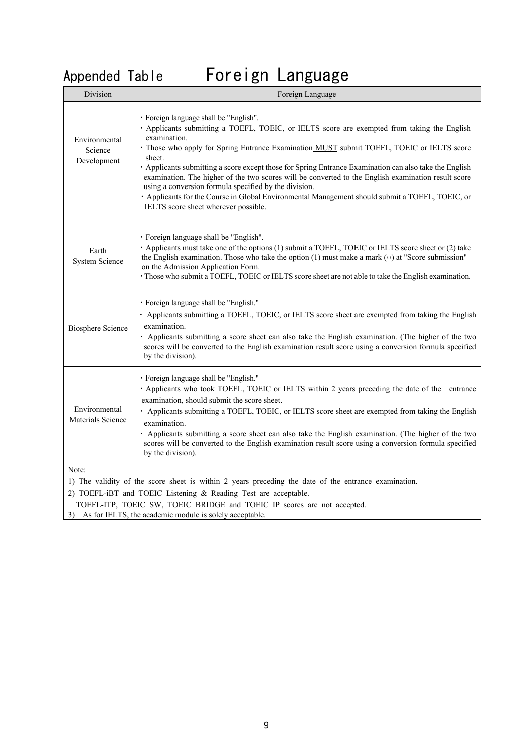# Appended Table　Foreign Language

| Division | Foreign Language |
|---|---|
| Environmental Science Development | ・Foreign language shall be "English".<br>・Applicants submitting a TOEFL, TOEIC, or IELTS score are exempted from taking the English examination.<br>・Those who apply for Spring Entrance Examination MUST submit TOEFL, TOEIC or IELTS score sheet.<br>・Applicants submitting a score except those for Spring Entrance Examination can also take the English examination. The higher of the two scores will be converted to the English examination result score using a conversion formula specified by the division.<br>・Applicants for the Course in Global Environmental Management should submit a TOEFL, TOEIC, or IELTS score sheet wherever possible. |
| Earth System Science | ・Foreign language shall be "English".<br>・Applicants must take one of the options (1) submit a TOEFL, TOEIC or IELTS score sheet or (2) take the English examination. Those who take the option (1) must make a mark (○) at "Score submission" on the Admission Application Form.<br>・Those who submit a TOEFL, TOEIC or IELTS score sheet are not able to take the English examination. |
| Biosphere Science | ・Foreign language shall be "English."<br>・Applicants submitting a TOEFL, TOEIC, or IELTS score sheet are exempted from taking the English examination.<br>・Applicants submitting a score sheet can also take the English examination. (The higher of the two scores will be converted to the English examination result score using a conversion formula specified by the division). |
| Environmental Materials Science | ・Foreign language shall be "English."<br>・Applicants who took TOEFL, TOEIC or IELTS within 2 years preceding the date of the entrance examination, should submit the score sheet.<br>・Applicants submitting a TOEFL, TOEIC, or IELTS score sheet are exempted from taking the English examination.<br>・Applicants submitting a score sheet can also take the English examination. (The higher of the two scores will be converted to the English examination result score using a conversion formula specified by the division). |

Note:
1) The validity of the score sheet is within 2 years preceding the date of the entrance examination.
2) TOEFL-iBT and TOEIC Listening & Reading Test are acceptable.
TOEFL-ITP, TOEIC SW, TOEIC BRIDGE and TOEIC IP scores are not accepted.
3) As for IELTS, the academic module is solely acceptable.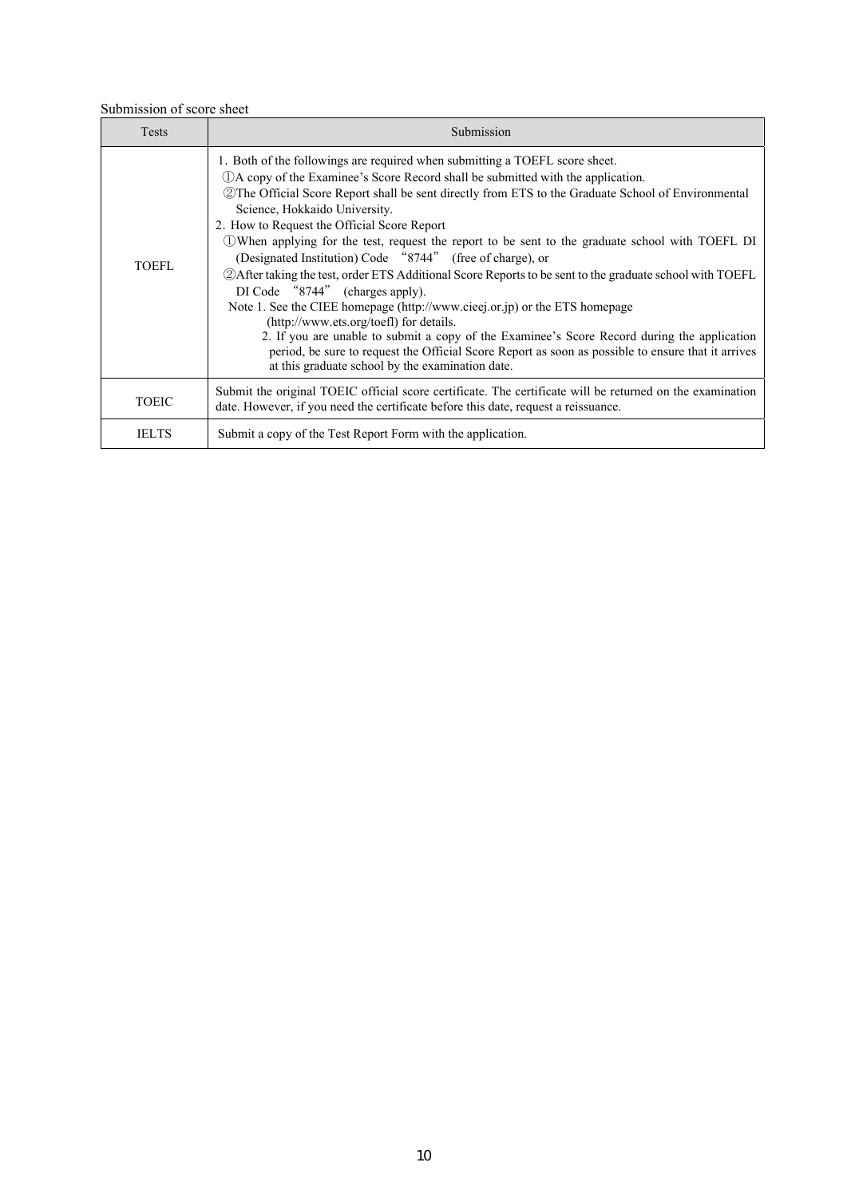Submission of score sheet

| Tests | Submission |
| --- | --- |
| TOEFL | 1. Both of the followings are required when submitting a TOEFL score sheet.<br>①A copy of the Examinee's Score Record shall be submitted with the application.<br>②The Official Score Report shall be sent directly from ETS to the Graduate School of Environmental Science, Hokkaido University.<br>2. How to Request the Official Score Report<br>①When applying for the test, request the report to be sent to the graduate school with TOEFL DI (Designated Institution) Code "8744" (free of charge), or<br>②After taking the test, order ETS Additional Score Reports to be sent to the graduate school with TOEFL DI Code "8744" (charges apply).<br>Note 1. See the CIEE homepage (http://www.cieej.or.jp) or the ETS homepage (http://www.ets.org/toefl) for details.<br>2. If you are unable to submit a copy of the Examinee's Score Record during the application period, be sure to request the Official Score Report as soon as possible to ensure that it arrives at this graduate school by the examination date. |
| TOEIC | Submit the original TOEIC official score certificate. The certificate will be returned on the examination date. However, if you need the certificate before this date, request a reissuance. |
| IELTS | Submit a copy of the Test Report Form with the application. |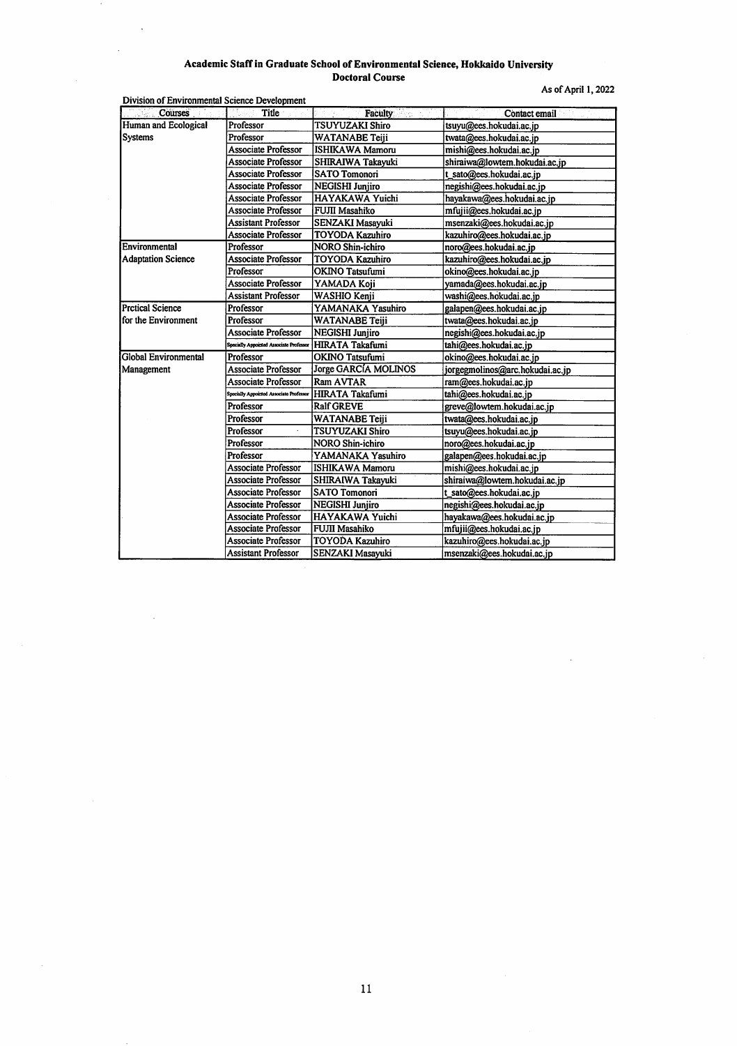## Academic Staff in Graduate School of Environmental Science, Hokkaido University
## Doctoral Course

As of April 1, 2022

Division of Environmental Science Development

| Courses | Title | Faculty | Contact email |
|---|---|---|---|
| Human and Ecological Systems | Professor | TSUYUZAKI Shiro | tsuyu@ees.hokudai.ac.jp |
| | Professor | WATANABE Teiji | twata@ees.hokudai.ac.jp |
| | Associate Professor | ISHIKAWA Mamoru | mishi@ees.hokudai.ac.jp |
| | Associate Professor | SHIRAIWA Takayuki | shiraiwa@lowtem.hokudai.ac.jp |
| | Associate Professor | SATO Tomonori | t_sato@ees.hokudai.ac.jp |
| | Associate Professor | NEGISHI Junjiro | negishi@ees.hokudai.ac.jp |
| | Associate Professor | HAYAKAWA Yuichi | hayakawa@ees.hokudai.ac.jp |
| | Associate Professor | FUJII Masahiko | mfujii@ees.hokudai.ac.jp |
| | Assistant Professor | SENZAKI Masayuki | msenzaki@ees.hokudai.ac.jp |
| | Associate Professor | TOYODA Kazuhiro | kazuhiro@ees.hokudai.ac.jp |
| Environmental Adaptation Science | Professor | NORO Shin-ichiro | noro@ees.hokudai.ac.jp |
| | Associate Professor | TOYODA Kazuhiro | kazuhiro@ees.hokudai.ac.jp |
| | Professor | OKINO Tatsufumi | okino@ees.hokudai.ac.jp |
| | Associate Professor | YAMADA Koji | yamada@ees.hokudai.ac.jp |
| | Assistant Professor | WASHIO Kenji | washi@ees.hokudai.ac.jp |
| Prctical Science for the Environment | Professor | YAMANAKA Yasuhiro | galapen@ees.hokudai.ac.jp |
| | Professor | WATANABE Teiji | twata@ees.hokudai.ac.jp |
| | Associate Professor | NEGISHI Junjiro | negishi@ees.hokudai.ac.jp |
| | Specially Appointed Associate Professor | HIRATA Takafumi | tahi@ees.hokudai.ac.jp |
| Global Environmental Management | Professor | OKINO Tatsufumi | okino@ees.hokudai.ac.jp |
| | Associate Professor | Jorge GARCÍA MOLINOS | jorgegmolinos@arc.hokudai.ac.jp |
| | Associate Professor | Ram AVTAR | ram@ees.hokudai.ac.jp |
| | Specially Appointed Associate Professor | HIRATA Takafumi | tahi@ees.hokudai.ac.jp |
| | Professor | Ralf GREVE | greve@lowtem.hokudai.ac.jp |
| | Professor | WATANABE Teiji | twata@ees.hokudai.ac.jp |
| | Professor | TSUYUZAKI Shiro | tsuyu@ees.hokudai.ac.jp |
| | Professor | NORO Shin-ichiro | noro@ees.hokudai.ac.jp |
| | Professor | YAMANAKA Yasuhiro | galapen@ees.hokudai.ac.jp |
| | Associate Professor | ISHIKAWA Mamoru | mishi@ees.hokudai.ac.jp |
| | Associate Professor | SHIRAIWA Takayuki | shiraiwa@lowtem.hokudai.ac.jp |
| | Associate Professor | SATO Tomonori | t_sato@ees.hokudai.ac.jp |
| | Associate Professor | NEGISHI Junjiro | negishi@ees.hokudai.ac.jp |
| | Associate Professor | HAYAKAWA Yuichi | hayakawa@ees.hokudai.ac.jp |
| | Associate Professor | FUJII Masahiko | mfujii@ees.hokudai.ac.jp |
| | Associate Professor | TOYODA Kazuhiro | kazuhiro@ees.hokudai.ac.jp |
| | Assistant Professor | SENZAKI Masayuki | msenzaki@ees.hokudai.ac.jp |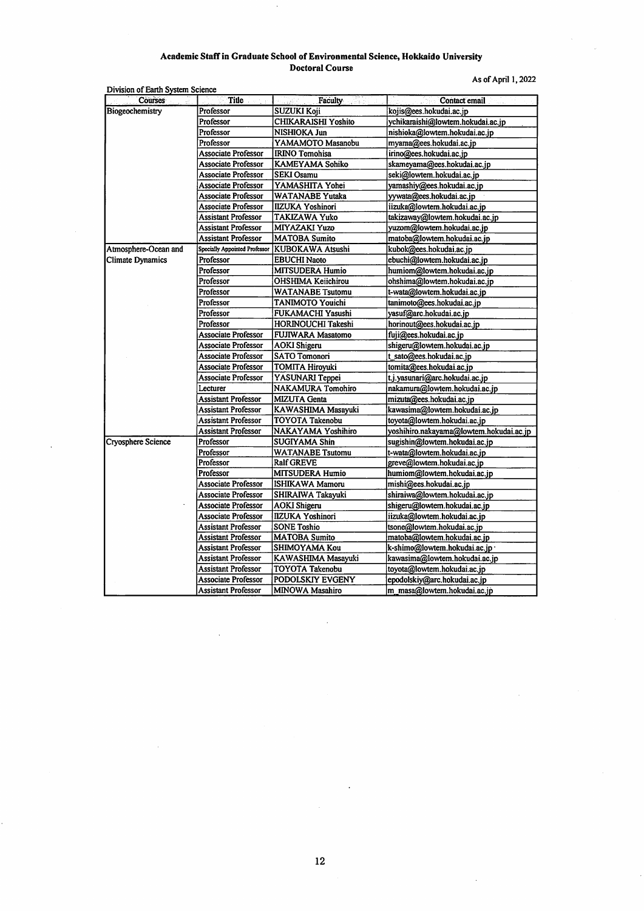# Academic Staff in Graduate School of Environmental Science, Hokkaido University

## Doctoral Course

As of April 1, 2022

Division of Earth System Science

| Courses | Title | Faculty | Contact email |
|---|---|---|---|
| Biogeochemistry | Professor | SUZUKI Koji | kojis@ees.hokudai.ac.jp |
| | Professor | CHIKARAISHI Yoshito | ychikaraishi@lowtem.hokudai.ac.jp |
| | Professor | NISHIOKA Jun | nishioka@lowtem.hokudai.ac.jp |
| | Professor | YAMAMOTO Masanobu | myama@ees.hokudai.ac.jp |
| | Associate Professor | IRINO Tomohisa | irino@ees.hokudai.ac.jp |
| | Associate Professor | KAMEYAMA Sohiko | skameyama@ees.hokudai.ac.jp |
| | Associate Professor | SEKI Osamu | seki@lowtem.hokudai.ac.jp |
| | Associate Professor | YAMASHITA Yohei | yamashiy@ees.hokudai.ac.jp |
| | Associate Professor | WATANABE Yutaka | yywata@ees.hokudai.ac.jp |
| | Associate Professor | IIZUKA Yoshinori | iizuka@lowtem.hokudai.ac.jp |
| | Assistant Professor | TAKIZAWA Yuko | takizaway@lowtem.hokudai.ac.jp |
| | Assistant Professor | MIYAZAKI Yuzo | yuzom@lowtem.hokudai.ac.jp |
| | Assistant Professor | MATOBA Sumito | matoba@lowtem.hokudai.ac.jp |
| Atmosphere-Ocean and Climate Dynamics | Specially Appointed Professor | KUBOKAWA Atsushi | kubok@ees.hokudai.ac.jp |
| | Professor | EBUCHI Naoto | ebuchi@lowtem.hokudai.ac.jp |
| | Professor | MITSUDERA Humio | humiom@lowtem.hokudai.ac.jp |
| | Professor | OHSHIMA Keiichirou | ohshima@lowtem.hokudai.ac.jp |
| | Professor | WATANABE Tsutomu | t-wata@lowtem.hokudai.ac.jp |
| | Professor | TANIMOTO Youichi | tanimoto@ees.hokudai.ac.jp |
| | Professor | FUKAMACHI Yasushi | yasuf@arc.hokudai.ac.jp |
| | Professor | HORINOUCHI Takeshi | horinout@ees.hokudai.ac.jp |
| | Associate Professor | FUJIWARA Masatomo | fuji@ees.hokudai.ac.jp |
| | Associate Professor | AOKI Shigeru | shigeru@lowtem.hokudai.ac.jp |
| | Associate Professor | SATO Tomonori | t_sato@ees.hokudai.ac.jp |
| | Associate Professor | TOMITA Hiroyuki | tomita@ees.hokudai.ac.jp |
| | Associate Professor | YASUNARI Teppei | t.j.yasunari@arc.hokudai.ac.jp |
| | Lecturer | NAKAMURA Tomohiro | nakamura@lowtem.hokudai.ac.jp |
| | Assistant Professor | MIZUTA Genta | mizuta@ees.hokudai.ac.jp |
| | Assistant Professor | KAWASHIMA Masayuki | kawasima@lowtem.hokudai.ac.jp |
| | Assistant Professor | TOYOTA Takenobu | toyota@lowtem.hokudai.ac.jp |
| | Assistant Professor | NAKAYAMA Yoshihiro | yoshihiro.nakayama@lowtem.hokudai.ac.jp |
| Cryosphere Science | Professor | SUGIYAMA Shin | sugishin@lowtem.hokudai.ac.jp |
| | Professor | WATANABE Tsutomu | t-wata@lowtem.hokudai.ac.jp |
| | Professor | Ralf GREVE | greve@lowtem.hokudai.ac.jp |
| | Professor | MITSUDERA Humio | humiom@lowtem.hokudai.ac.jp |
| | Associate Professor | ISHIKAWA Mamoru | mishi@ees.hokudai.ac.jp |
| | Associate Professor | SHIRAIWA Takayuki | shiraiwa@lowtem.hokudai.ac.jp |
| | Associate Professor | AOKI Shigeru | shigeru@lowtem.hokudai.ac.jp |
| | Associate Professor | IIZUKA Yoshinori | iizuka@lowtem.hokudai.ac.jp |
| | Assistant Professor | SONE Toshio | tsone@lowtem.hokudai.ac.jp |
| | Assistant Professor | MATOBA Sumito | matoba@lowtem.hokudai.ac.jp |
| | Assistant Professor | SHIMOYAMA Kou | k-shimo@lowtem.hokudai.ac.jp |
| | Assistant Professor | KAWASHIMA Masayuki | kawasima@lowtem.hokudai.ac.jp |
| | Assistant Professor | TOYOTA Takenobu | toyota@lowtem.hokudai.ac.jp |
| | Associate Professor | PODOLSKIY EVGENY | epodolskiy@arc.hokudai.ac.jp |
| | Assistant Professor | MINOWA Masahiro | m_masa@lowtem.hokudai.ac.jp |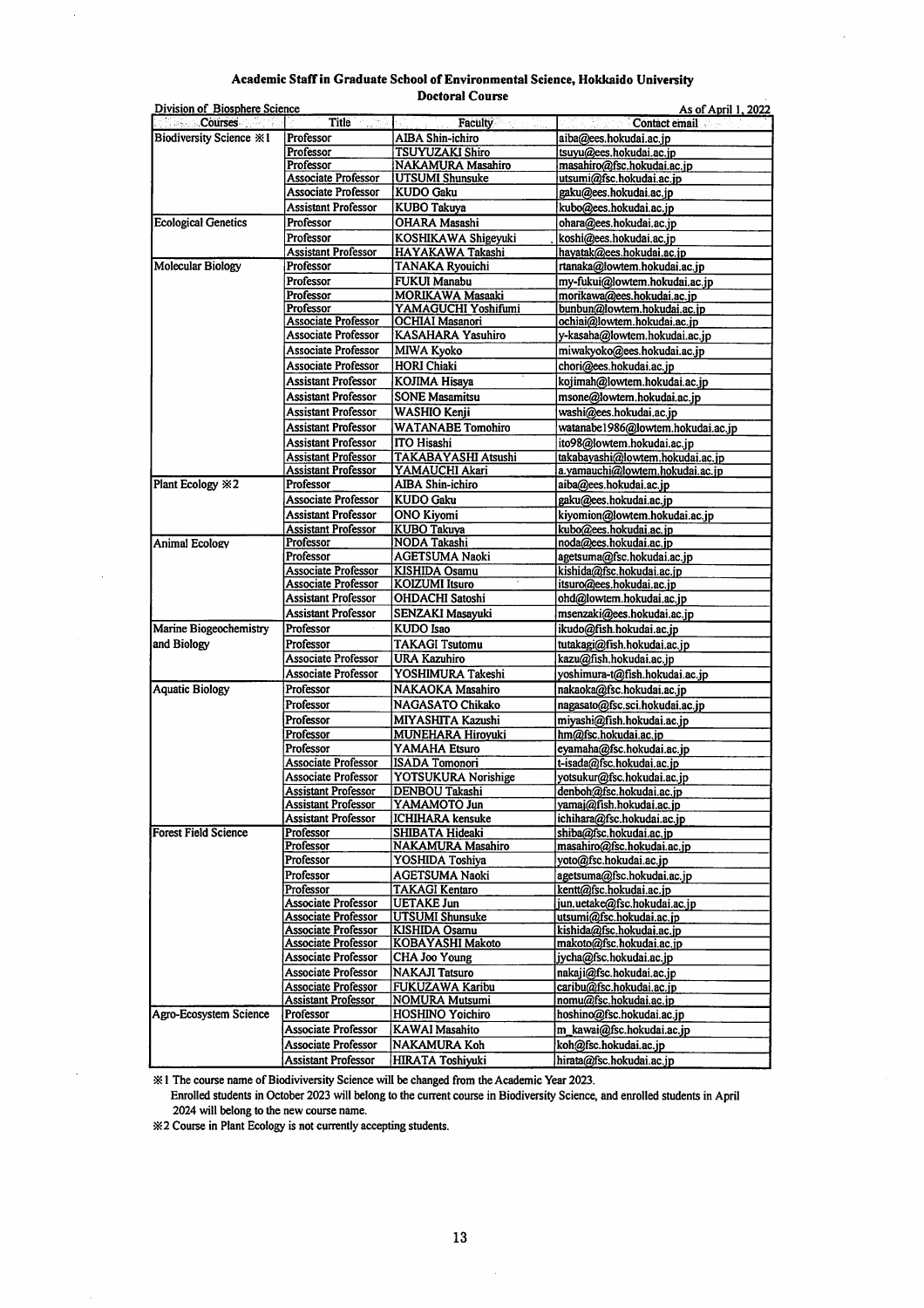# Academic Staff in Graduate School of Environmental Science, Hokkaido University

## Doctoral Course

Division of Biosphere Science

As of April 1, 2022

| Courses | Title | Faculty | Contact email |
|---|---|---|---|
| Biodiversity Science ※1 | Professor | AIBA Shin-ichiro | aiba@ees.hokudai.ac.jp |
| | Professor | TSUYUZAKI Shiro | tsuyu@ees.hokudai.ac.jp |
| | Professor | NAKAMURA Masahiro | masahiro@fsc.hokudai.ac.jp |
| | Associate Professor | UTSUMI Shunsuke | utsumi@fsc.hokudai.ac.jp |
| | Associate Professor | KUDO Gaku | gaku@ees.hokudai.ac.jp |
| | Assistant Professor | KUBO Takuya | kubo@ees.hokudai.ac.jp |
| Ecological Genetics | Professor | OHARA Masashi | ohara@ees.hokudai.ac.jp |
| | Professor | KOSHIKAWA Shigeyuki | koshi@ees.hokudai.ac.jp |
| | Assistant Professor | HAYAKAWA Takashi | hayatak@ees.hokudai.ac.jp |
| Molecular Biology | Professor | TANAKA Ryouichi | rtanaka@lowtem.hokudai.ac.jp |
| | Professor | FUKUI Manabu | my-fukui@lowtem.hokudai.ac.jp |
| | Professor | MORIKAWA Masaaki | morikawa@ees.hokudai.ac.jp |
| | Professor | YAMAGUCHI Yoshifumi | bunbun@lowtem.hokudai.ac.jp |
| | Associate Professor | OCHIAI Masanori | ochiai@lowtem.hokudai.ac.jp |
| | Associate Professor | KASAHARA Yasuhiro | y-kasaha@lowtem.hokudai.ac.jp |
| | Associate Professor | MIWA Kyoko | miwakyoko@ees.hokudai.ac.jp |
| | Associate Professor | HORI Chiaki | chori@ees.hokudai.ac.jp |
| | Assistant Professor | KOJIMA Hisaya | kojimah@lowtem.hokudai.ac.jp |
| | Assistant Professor | SONE Masamitsu | msone@lowtem.hokudai.ac.jp |
| | Assistant Professor | WASHIO Kenji | washi@ees.hokudai.ac.jp |
| | Assistant Professor | WATANABE Tomohiro | watanabe1986@lowtem.hokudai.ac.jp |
| | Assistant Professor | ITO Hisashi | ito98@lowtem.hokudai.ac.jp |
| | Assistant Professor | TAKABAYASHI Atsushi | takabayashi@lowtem.hokudai.ac.jp |
| | Assistant Professor | YAMAUCHI Akari | a.yamauchi@lowtem.hokudai.ac.jp |
| Plant Ecology ※2 | Professor | AIBA Shin-ichiro | aiba@ees.hokudai.ac.jp |
| | Associate Professor | KUDO Gaku | gaku@ees.hokudai.ac.jp |
| | Assistant Professor | ONO Kiyomi | kiyomion@lowtem.hokudai.ac.jp |
| | Assistant Professor | KUBO Takuya | kubo@ees.hokudai.ac.jp |
| Animal Ecology | Professor | NODA Takashi | noda@ees.hokudai.ac.jp |
| | Professor | AGETSUMA Naoki | agetsuma@fsc.hokudai.ac.jp |
| | Associate Professor | KISHIDA Osamu | kishida@fsc.hokudai.ac.jp |
| | Associate Professor | KOIZUMI Itsuro | itsuro@ees.hokudai.ac.jp |
| | Assistant Professor | OHDACHI Satoshi | ohd@lowtem.hokudai.ac.jp |
| | Assistant Professor | SENZAKI Masayuki | msenzaki@ees.hokudai.ac.jp |
| Marine Biogeochemistry and Biology | Professor | KUDO Isao | ikudo@fish.hokudai.ac.jp |
| | Professor | TAKAGI Tsutomu | tutakagi@fish.hokudai.ac.jp |
| | Associate Professor | URA Kazuhiro | kazu@fish.hokudai.ac.jp |
| | Associate Professor | YOSHIMURA Takeshi | yoshimura-t@fish.hokudai.ac.jp |
| Aquatic Biology | Professor | NAKAOKA Masahiro | nakaoka@fsc.hokudai.ac.jp |
| | Professor | NAGASATO Chikako | nagasato@fsc.sci.hokudai.ac.jp |
| | Professor | MIYASHITA Kazushi | miyashi@fish.hokudai.ac.jp |
| | Professor | MUNEHARA Hiroyuki | hm@fsc.hokudai.ac.jp |
| | Professor | YAMAHA Etsuro | eyamaha@fsc.hokudai.ac.jp |
| | Associate Professor | ISADA Tomonori | t-isada@fsc.hokudai.ac.jp |
| | Associate Professor | YOTSUKURA Norishige | yotsukur@fsc.hokudai.ac.jp |
| | Assistant Professor | DENBOU Takashi | denboh@fsc.hokudai.ac.jp |
| | Assistant Professor | YAMAMOTO Jun | yamaj@fish.hokudai.ac.jp |
| | Assistant Professor | ICHIHARA kensuke | ichihara@fsc.hokudai.ac.jp |
| Forest Field Science | Professor | SHIBATA Hideaki | shiba@fsc.hokudai.ac.jp |
| | Professor | NAKAMURA Masahiro | masahiro@fsc.hokudai.ac.jp |
| | Professor | YOSHIDA Toshiya | yoto@fsc.hokudai.ac.jp |
| | Professor | AGETSUMA Naoki | agetsuma@fsc.hokudai.ac.jp |
| | Professor | TAKAGI Kentaro | kentt@fsc.hokudai.ac.jp |
| | Associate Professor | UETAKE Jun | jun.uetake@fsc.hokudai.ac.jp |
| | Associate Professor | UTSUMI Shunsuke | utsumi@fsc.hokudai.ac.jp |
| | Associate Professor | KISHIDA Osamu | kishida@fsc.hokudai.ac.jp |
| | Associate Professor | KOBAYASHI Makoto | makoto@fsc.hokudai.ac.jp |
| | Associate Professor | CHA Joo Young | jycha@fsc.hokudai.ac.jp |
| | Associate Professor | NAKAJI Tatsuro | nakaji@fsc.hokudai.ac.jp |
| | Associate Professor | FUKUZAWA Karibu | caribu@fsc.hokudai.ac.jp |
| | Assistant Professor | NOMURA Mutsumi | nomu@fsc.hokudai.ac.jp |
| Agro-Ecosystem Science | Professor | HOSHINO Yoichiro | hoshino@fsc.hokudai.ac.jp |
| | Associate Professor | KAWAI Masahito | m_kawai@fsc.hokudai.ac.jp |
| | Associate Professor | NAKAMURA Koh | koh@fsc.hokudai.ac.jp |
| | Assistant Professor | HIRATA Toshiyuki | hirata@fsc.hokudai.ac.jp |

※1 The course name of Biodiversity Science will be changed from the Academic Year 2023.
Enrolled students in October 2023 will belong to the current course in Biodiversity Science, and enrolled students in April 2024 will belong to the new course name.

※2 Course in Plant Ecology is not currently accepting students.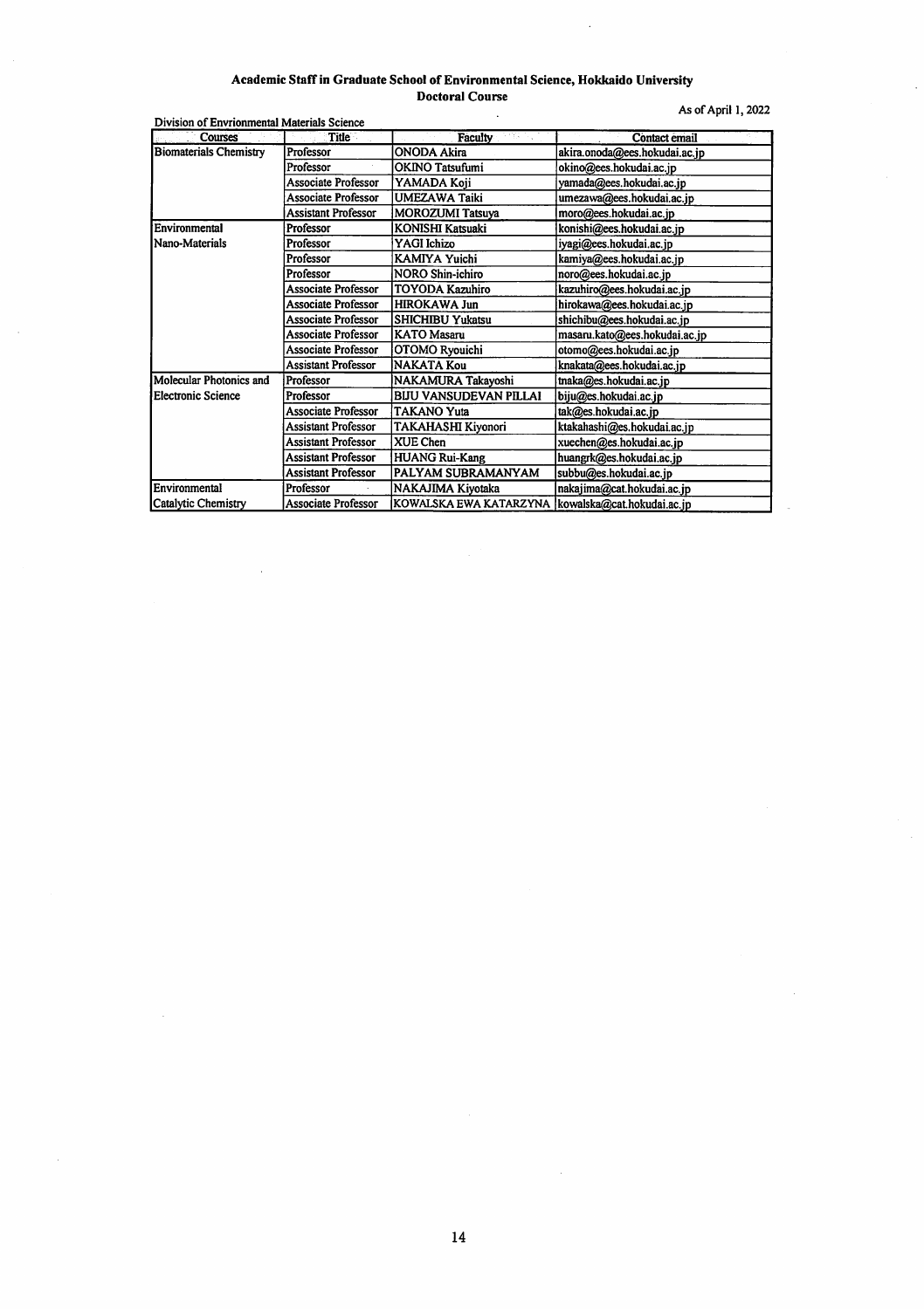# Academic Staff in Graduate School of Environmental Science, Hokkaido University

## Doctoral Course

As of April 1, 2022

Division of Envrionmental Materials Science

| Courses | Title | Faculty | Contact email |
|---|---|---|---|
| Biomaterials Chemistry | Professor | ONODA Akira | akira.onoda@ees.hokudai.ac.jp |
| | Professor | OKINO Tatsufumi | okino@ees.hokudai.ac.jp |
| | Associate Professor | YAMADA Koji | yamada@ees.hokudai.ac.jp |
| | Associate Professor | UMEZAWA Taiki | umezawa@ees.hokudai.ac.jp |
| | Assistant Professor | MOROZUMI Tatsuya | moro@ees.hokudai.ac.jp |
| Environmental Nano-Materials | Professor | KONISHI Katsuaki | konishi@ees.hokudai.ac.jp |
| | Professor | YAGI Ichizo | iyagi@ees.hokudai.ac.jp |
| | Professor | KAMIYA Yuichi | kamiya@ees.hokudai.ac.jp |
| | Professor | NORO Shin-ichiro | noro@ees.hokudai.ac.jp |
| | Associate Professor | TOYODA Kazuhiro | kazuhiro@ees.hokudai.ac.jp |
| | Associate Professor | HIROKAWA Jun | hirokawa@ees.hokudai.ac.jp |
| | Associate Professor | SHICHIBU Yukatsu | shichibu@ees.hokudai.ac.jp |
| | Associate Professor | KATO Masaru | masaru.kato@ees.hokudai.ac.jp |
| | Associate Professor | OTOMO Ryouichi | otomo@ees.hokudai.ac.jp |
| | Assistant Professor | NAKATA Kou | knakata@ees.hokudai.ac.jp |
| Molecular Photonics and Electronic Science | Professor | NAKAMURA Takayoshi | tnaka@es.hokudai.ac.jp |
| | Professor | BIJU VANSUDEVAN PILLAI | biju@es.hokudai.ac.jp |
| | Associate Professor | TAKANO Yuta | tak@es.hokudai.ac.jp |
| | Assistant Professor | TAKAHASHI Kiyonori | ktakahashi@es.hokudai.ac.jp |
| | Assistant Professor | XUE Chen | xuechen@es.hokudai.ac.jp |
| | Assistant Professor | HUANG Rui-Kang | huangrk@es.hokudai.ac.jp |
| | Assistant Professor | PALYAM SUBRAMANYAM | subbu@es.hokudai.ac.jp |
| Environmental Catalytic Chemistry | Professor | NAKAJIMA Kiyotaka | nakajima@cat.hokudai.ac.jp |
| | Associate Professor | KOWALSKA EWA KATARZYNA | kowalska@cat.hokudai.ac.jp |